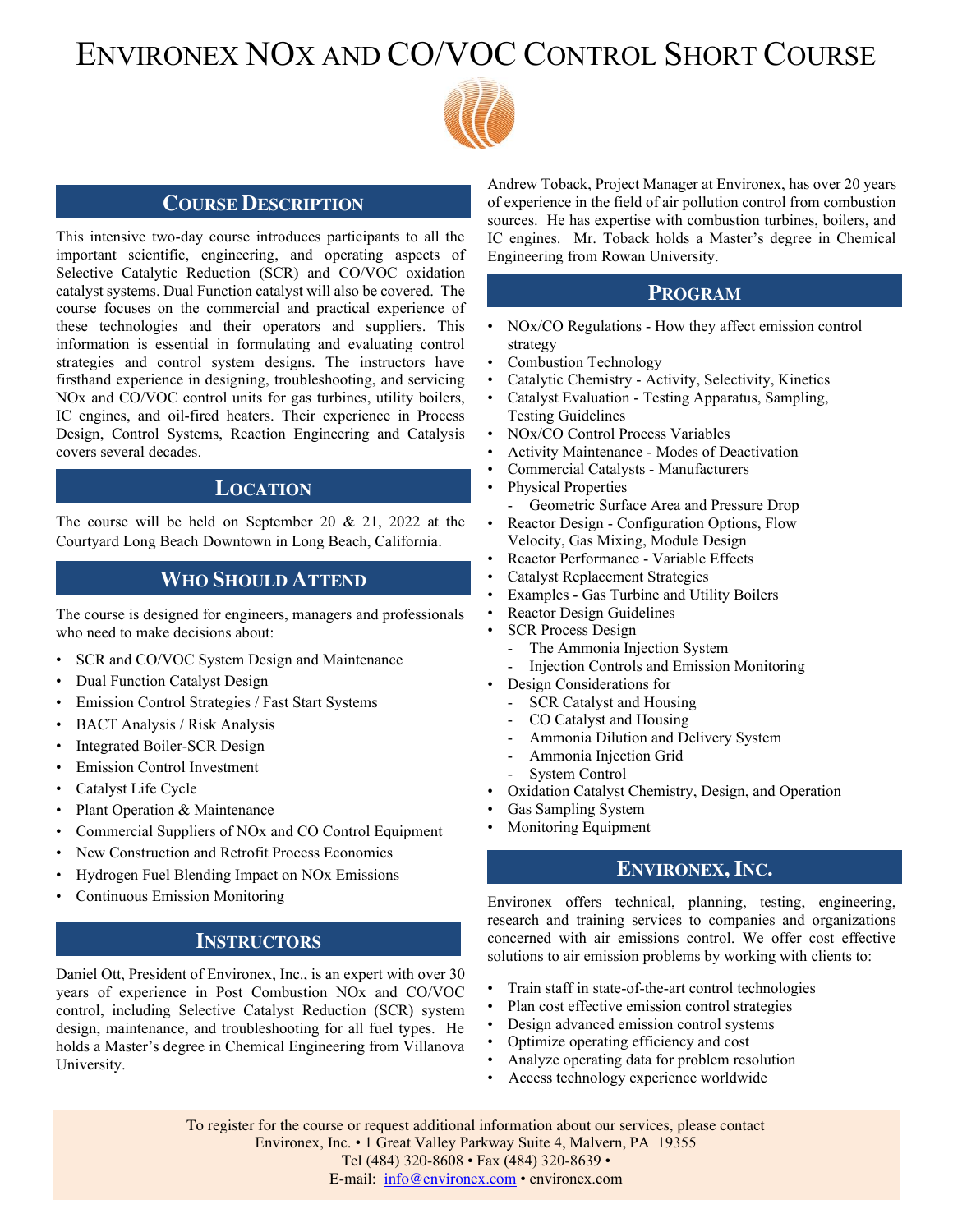# Environex NOx and CO/VOC Control Short Course

## Course Description

This intensive two-day course introduces participants to all the important scientific, engineering, and operating aspects of Selective Catalytic Reduction (SCR) and CO/VOC oxidation catalyst systems. Dual Function catalyst will also be covered. The course focuses on the commercial and practical experience of these technologies and their operators and suppliers. This information is essential in formulating and evaluating control strategies and control system designs. The instructors have firsthand experience in designing, troubleshooting, and servicing NOx and CO/VOC control units for gas turbines, utility boilers, IC engines, and oil-fired heaters. Their experience in Process Design, Control Systems, Reaction Engineering and Catalysis covers several decades.

## Location

The course will be held on September 20 & 21, 2022 at the Courtyard Long Beach Downtown in Long Beach, California.

## Who Should Attend

The course is designed for engineers, managers and professionals who need to make decisions about:

- SCR and CO/VOC System Design and Maintenance
- Dual Function Catalyst Design
- Emission Control Strategies / Fast Start Systems
- BACT Analysis / Risk Analysis
- Integrated Boiler-SCR Design
- Emission Control Investment
- Catalyst Life Cycle
- Plant Operation & Maintenance
- Commercial Suppliers of NOx and CO Control Equipment
- New Construction and Retrofit Process Economics
- Hydrogen Fuel Blending Impact on NOx Emissions
- Continuous Emission Monitoring

## Instructors

Daniel Ott, President of Environex, Inc., is an expert with over 30 years of experience in Post Combustion NOx and CO/VOC control, including Selective Catalyst Reduction (SCR) system design, maintenance, and troubleshooting for all fuel types. He holds a Master's degree in Chemical Engineering from Villanova University.

Andrew Toback, Project Manager at Environex, has over 20 years of experience in the field of air pollution control from combustion sources. He has expertise with combustion turbines, boilers, and IC engines. Mr. Toback holds a Master's degree in Chemical Engineering from Rowan University.

## Program

- NOx/CO Regulations - How they affect emission control strategy
- Combustion Technology
- Catalytic Chemistry - Activity, Selectivity, Kinetics
- Catalyst Evaluation - Testing Apparatus, Sampling, Testing Guidelines
- NOx/CO Control Process Variables
- Activity Maintenance - Modes of Deactivation
- Commercial Catalysts - Manufacturers
- Physical Properties
  - Geometric Surface Area and Pressure Drop
- Reactor Design - Configuration Options, Flow Velocity, Gas Mixing, Module Design
- Reactor Performance - Variable Effects
- Catalyst Replacement Strategies
- Examples - Gas Turbine and Utility Boilers
- Reactor Design Guidelines
- SCR Process Design
  - The Ammonia Injection System
  - Injection Controls and Emission Monitoring
- Design Considerations for
  - SCR Catalyst and Housing
  - CO Catalyst and Housing
  - Ammonia Dilution and Delivery System
  - Ammonia Injection Grid
  - System Control
- Oxidation Catalyst Chemistry, Design, and Operation
- Gas Sampling System
- Monitoring Equipment

## Environex, Inc.

Environex offers technical, planning, testing, engineering, research and training services to companies and organizations concerned with air emissions control. We offer cost effective solutions to air emission problems by working with clients to:

- Train staff in state-of-the-art control technologies
- Plan cost effective emission control strategies
- Design advanced emission control systems
- Optimize operating efficiency and cost
- Analyze operating data for problem resolution
- Access technology experience worldwide

To register for the course or request additional information about our services, please contact
Environex, Inc. • 1 Great Valley Parkway Suite 4, Malvern, PA 19355
Tel (484) 320-8608 • Fax (484) 320-8639 •
E-mail: info@environex.com • environex.com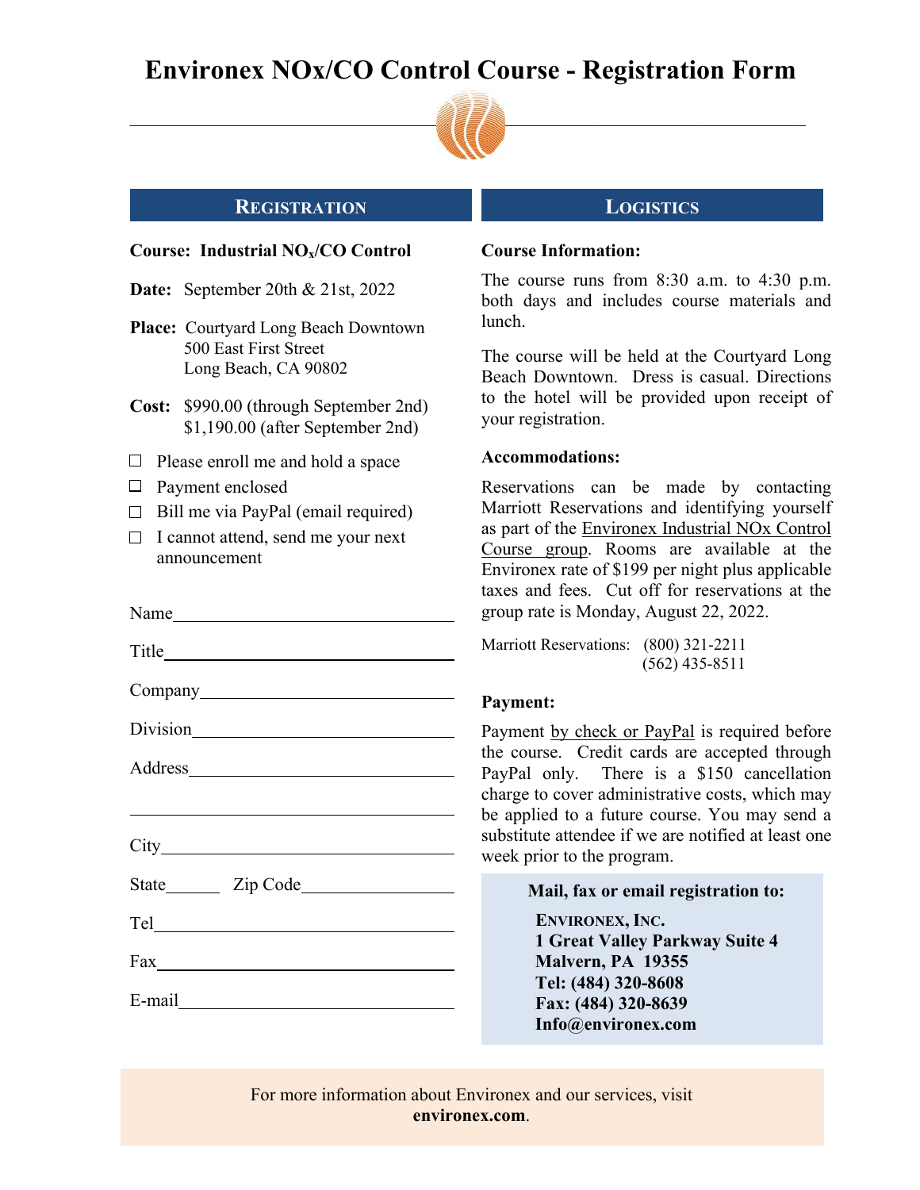# Environex NOx/CO Control Course - Registration Form

## Registration

**Course: Industrial $NO_x$/CO Control**

**Date:** September 20th & 21st, 2022

**Place:** Courtyard Long Beach Downtown
500 East First Street
Long Beach, CA 90802

**Cost:** $990.00 (through September 2nd)
$1,190.00 (after September 2nd)

- ☐ Please enroll me and hold a space
- ☐ Payment enclosed
- ☐ Bill me via PayPal (email required)
- ☐ I cannot attend, send me your next announcement

Name\_\_\_\_\_\_\_\_\_\_\_\_\_\_\_\_\_\_\_\_\_\_\_\_\_\_\_\_

Title\_\_\_\_\_\_\_\_\_\_\_\_\_\_\_\_\_\_\_\_\_\_\_\_\_\_\_\_

Company\_\_\_\_\_\_\_\_\_\_\_\_\_\_\_\_\_\_\_\_\_\_\_\_\_\_\_\_

Division\_\_\_\_\_\_\_\_\_\_\_\_\_\_\_\_\_\_\_\_\_\_\_\_\_\_\_\_

Address\_\_\_\_\_\_\_\_\_\_\_\_\_\_\_\_\_\_\_\_\_\_\_\_\_\_\_\_

\_\_\_\_\_\_\_\_\_\_\_\_\_\_\_\_\_\_\_\_\_\_\_\_\_\_\_\_\_\_\_\_\_\_\_\_

City\_\_\_\_\_\_\_\_\_\_\_\_\_\_\_\_\_\_\_\_\_\_\_\_\_\_\_\_

State\_\_\_\_\_\_ Zip Code\_\_\_\_\_\_\_\_\_\_\_\_\_\_\_\_

Tel\_\_\_\_\_\_\_\_\_\_\_\_\_\_\_\_\_\_\_\_\_\_\_\_\_\_\_\_

Fax\_\_\_\_\_\_\_\_\_\_\_\_\_\_\_\_\_\_\_\_\_\_\_\_\_\_\_\_

E-mail\_\_\_\_\_\_\_\_\_\_\_\_\_\_\_\_\_\_\_\_\_\_\_\_\_\_\_\_

## Logistics

**Course Information:**

The course runs from 8:30 a.m. to 4:30 p.m. both days and includes course materials and lunch.

The course will be held at the Courtyard Long Beach Downtown. Dress is casual. Directions to the hotel will be provided upon receipt of your registration.

**Accommodations:**

Reservations can be made by contacting Marriott Reservations and identifying yourself as part of the Environex Industrial NOx Control Course group. Rooms are available at the Environex rate of $199 per night plus applicable taxes and fees. Cut off for reservations at the group rate is Monday, August 22, 2022.

Marriott Reservations: (800) 321-2211
(562) 435-8511

**Payment:**

Payment by check or PayPal is required before the course. Credit cards are accepted through PayPal only. There is a $150 cancellation charge to cover administrative costs, which may be applied to a future course. You may send a substitute attendee if we are notified at least one week prior to the program.

**Mail, fax or email registration to:**

**Environex, Inc.**
**1 Great Valley Parkway Suite 4**
**Malvern, PA 19355**
**Tel: (484) 320-8608**
**Fax: (484) 320-8639**
**Info@environex.com**

For more information about Environex and our services, visit **environex.com**.